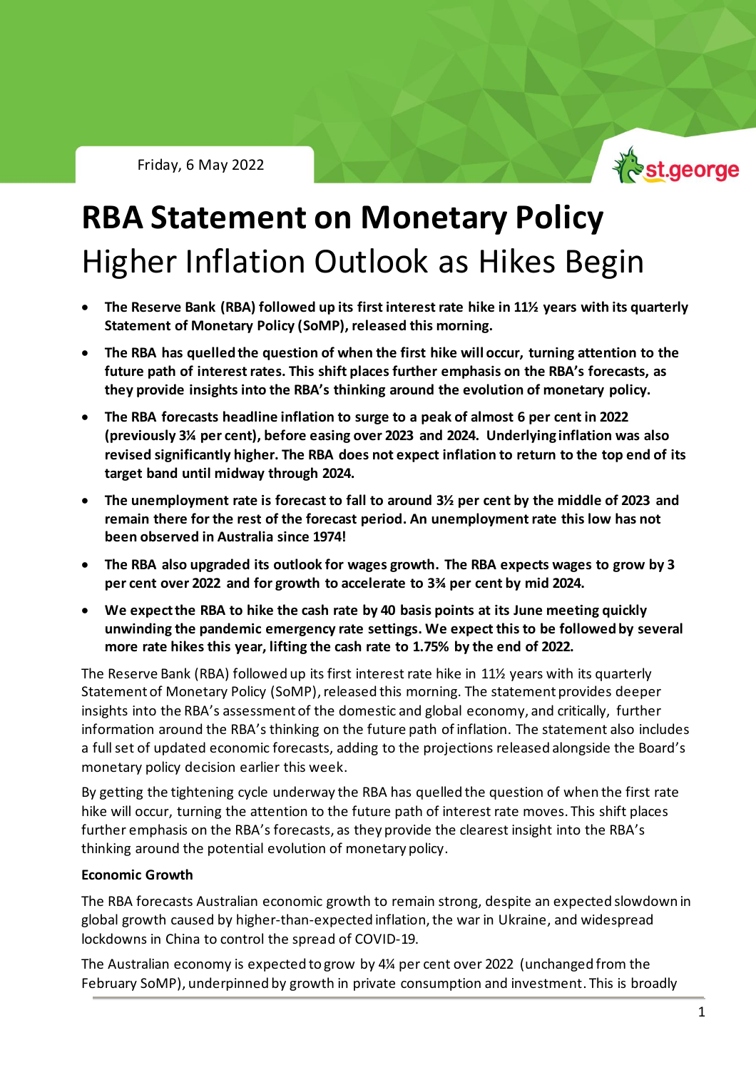Friday, 6 May 2022

# RBA Statement on Monetary Policy

## Higher Inflation Outlook as Hikes Begin

- **The Reserve Bank (RBA) followed up its first interest rate hike in 11½ years with its quarterly Statement of Monetary Policy (SoMP), released this morning.**
- **The RBA has quelled the question of when the first hike will occur, turning attention to the future path of interest rates. This shift places further emphasis on the RBA's forecasts, as they provide insights into the RBA's thinking around the evolution of monetary policy.**
- **The RBA forecasts headline inflation to surge to a peak of almost 6 per cent in 2022 (previously 3¼ per cent), before easing over 2023 and 2024. Underlying inflation was also revised significantly higher. The RBA does not expect inflation to return to the top end of its target band until midway through 2024.**
- **The unemployment rate is forecast to fall to around 3½ per cent by the middle of 2023 and remain there for the rest of the forecast period. An unemployment rate this low has not been observed in Australia since 1974!**
- **The RBA also upgraded its outlook for wages growth. The RBA expects wages to grow by 3 per cent over 2022 and for growth to accelerate to 3¾ per cent by mid 2024.**
- **We expect the RBA to hike the cash rate by 40 basis points at its June meeting quickly unwinding the pandemic emergency rate settings. We expect this to be followed by several more rate hikes this year, lifting the cash rate to 1.75% by the end of 2022.**

The Reserve Bank (RBA) followed up its first interest rate hike in 11½ years with its quarterly Statement of Monetary Policy (SoMP), released this morning. The statement provides deeper insights into the RBA's assessment of the domestic and global economy, and critically, further information around the RBA's thinking on the future path of inflation. The statement also includes a full set of updated economic forecasts, adding to the projections released alongside the Board's monetary policy decision earlier this week.

By getting the tightening cycle underway the RBA has quelled the question of when the first rate hike will occur, turning the attention to the future path of interest rate moves. This shift places further emphasis on the RBA's forecasts, as they provide the clearest insight into the RBA's thinking around the potential evolution of monetary policy.

**Economic Growth**

The RBA forecasts Australian economic growth to remain strong, despite an expected slowdown in global growth caused by higher-than-expected inflation, the war in Ukraine, and widespread lockdowns in China to control the spread of COVID-19.

The Australian economy is expected to grow by 4¼ per cent over 2022 (unchanged from the February SoMP), underpinned by growth in private consumption and investment. This is broadly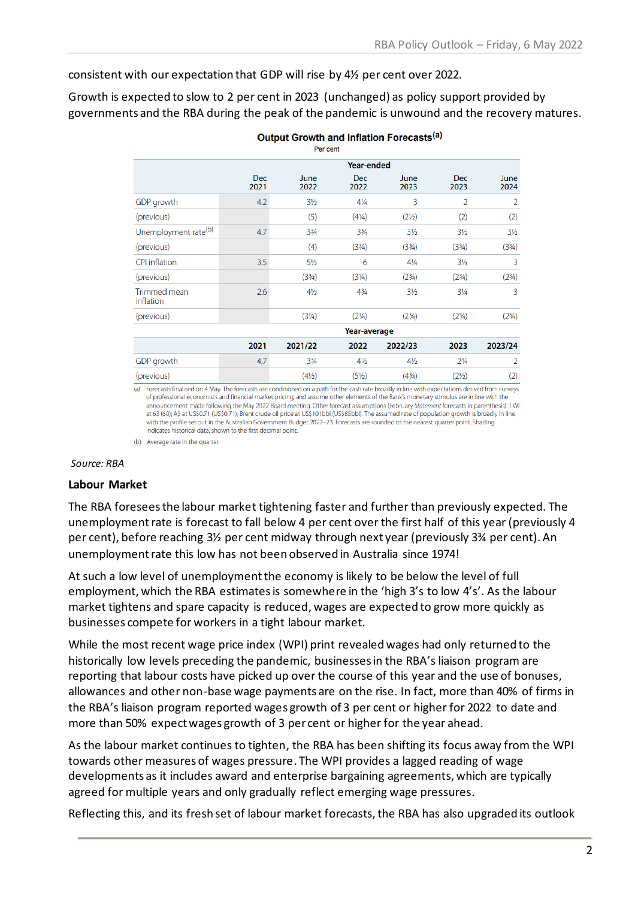consistent with our expectation that GDP will rise by 4½ per cent over 2022.

Growth is expected to slow to 2 per cent in 2023 (unchanged) as policy support provided by governments and the RBA during the peak of the pandemic is unwound and the recovery matures.

**Output Growth and Inflation Forecasts(a)**

Per cent

| | Year-ended | | | | | |
|---|---|---|---|---|---|---|
| | Dec 2021 | June 2022 | Dec 2022 | June 2023 | Dec 2023 | June 2024 |
| GDP growth | 4.2 | 3½ | 4¼ | 3 | 2 | 2 |
| (previous) | | (5) | (4¼) | (2½) | (2) | (2) |
| Unemployment rate(b) | 4.7 | 3¾ | 3¾ | 3½ | 3½ | 3½ |
| (previous) | | (4) | (3¾) | (3¾) | (3¾) | (3¾) |
| CPI inflation | 3.5 | 5½ | 6 | 4¼ | 3¼ | 3 |
| (previous) | | (3¾) | (3¼) | (2¾) | (2¾) | (2¾) |
| Trimmed mean inflation | 2.6 | 4½ | 4¾ | 3½ | 3¼ | 3 |
| (previous) | | (3¼) | (2¾) | (2¾) | (2¾) | (2¾) |
| | **Year-average** | | | | | |
| | **2021** | **2021/22** | **2022** | **2022/23** | **2023** | **2023/24** |
| GDP growth | 4.7 | 3¾ | 4½ | 4½ | 2¾ | 2 |
| (previous) | | (4½) | (5½) | (4¾) | (2½) | (2) |

(a) Forecasts finalised on 4 May. The forecasts are conditioned on a path for the cash rate broadly in line with expectations derived from surveys of professional economists and financial market pricing, and assume other elements of the Bank's monetary stimulus are in line with the announcement made following the May 2022 Board meeting. Other forecast assumptions (February *Statement* forecasts in parenthesis): TWI at 63 (60); A$ at US$0.71 (US$0.71); Brent crude oil price at US$101bbl (US$85bbl). The assumed rate of population growth is broadly in line with the profile set out in the Australian Government Budget 2022–23. Forecasts are rounded to the nearest quarter point. Shading indicates historical data, shown to the first decimal point.

(b) Average rate in the quarter.

*Source: RBA*

**Labour Market**

The RBA foresees the labour market tightening faster and further than previously expected. The unemployment rate is forecast to fall below 4 per cent over the first half of this year (previously 4 per cent), before reaching 3½ per cent midway through next year (previously 3¾ per cent). An unemployment rate this low has not been observed in Australia since 1974!

At such a low level of unemployment the economy is likely to be below the level of full employment, which the RBA estimates is somewhere in the 'high 3's to low 4's'. As the labour market tightens and spare capacity is reduced, wages are expected to grow more quickly as businesses compete for workers in a tight labour market.

While the most recent wage price index (WPI) print revealed wages had only returned to the historically low levels preceding the pandemic, businesses in the RBA's liaison program are reporting that labour costs have picked up over the course of this year and the use of bonuses, allowances and other non-base wage payments are on the rise. In fact, more than 40% of firms in the RBA's liaison program reported wages growth of 3 per cent or higher for 2022 to date and more than 50% expect wages growth of 3 per cent or higher for the year ahead.

As the labour market continues to tighten, the RBA has been shifting its focus away from the WPI towards other measures of wages pressure. The WPI provides a lagged reading of wage developments as it includes award and enterprise bargaining agreements, which are typically agreed for multiple years and only gradually reflect emerging wage pressures.

Reflecting this, and its fresh set of labour market forecasts, the RBA has also upgraded its outlook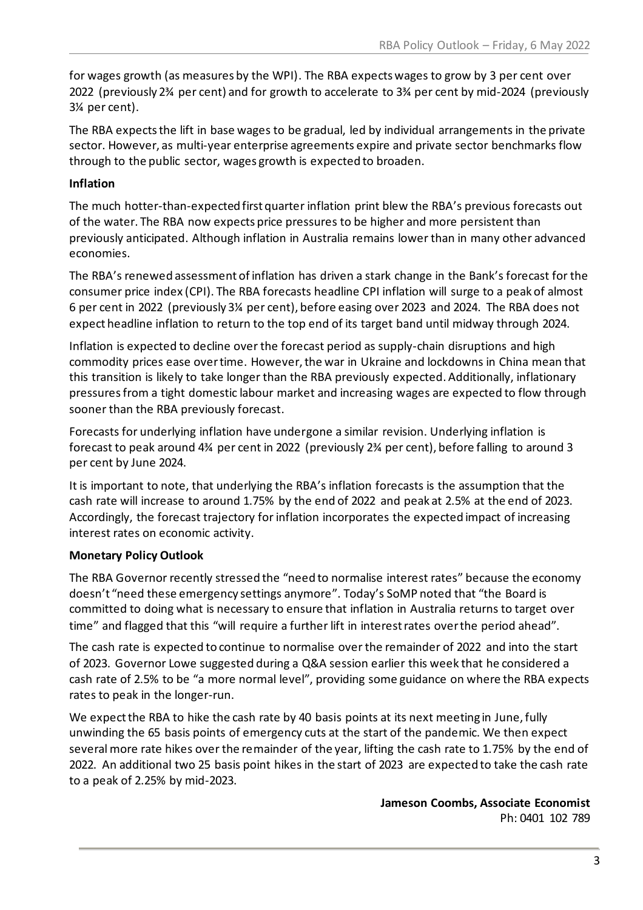for wages growth (as measures by the WPI). The RBA expects wages to grow by 3 per cent over 2022 (previously 2¾ per cent) and for growth to accelerate to 3¾ per cent by mid-2024 (previously 3¼ per cent).

The RBA expects the lift in base wages to be gradual, led by individual arrangements in the private sector. However, as multi-year enterprise agreements expire and private sector benchmarks flow through to the public sector, wages growth is expected to broaden.

**Inflation**

The much hotter-than-expected first quarter inflation print blew the RBA's previous forecasts out of the water. The RBA now expects price pressures to be higher and more persistent than previously anticipated. Although inflation in Australia remains lower than in many other advanced economies.

The RBA's renewed assessment of inflation has driven a stark change in the Bank's forecast for the consumer price index (CPI). The RBA forecasts headline CPI inflation will surge to a peak of almost 6 per cent in 2022 (previously 3¼ per cent), before easing over 2023 and 2024. The RBA does not expect headline inflation to return to the top end of its target band until midway through 2024.

Inflation is expected to decline over the forecast period as supply-chain disruptions and high commodity prices ease over time. However, the war in Ukraine and lockdowns in China mean that this transition is likely to take longer than the RBA previously expected. Additionally, inflationary pressures from a tight domestic labour market and increasing wages are expected to flow through sooner than the RBA previously forecast.

Forecasts for underlying inflation have undergone a similar revision. Underlying inflation is forecast to peak around 4¾ per cent in 2022 (previously 2¾ per cent), before falling to around 3 per cent by June 2024.

It is important to note, that underlying the RBA's inflation forecasts is the assumption that the cash rate will increase to around 1.75% by the end of 2022 and peak at 2.5% at the end of 2023. Accordingly, the forecast trajectory for inflation incorporates the expected impact of increasing interest rates on economic activity.

**Monetary Policy Outlook**

The RBA Governor recently stressed the "need to normalise interest rates" because the economy doesn't "need these emergency settings anymore". Today's SoMP noted that "the Board is committed to doing what is necessary to ensure that inflation in Australia returns to target over time" and flagged that this "will require a further lift in interest rates over the period ahead".

The cash rate is expected to continue to normalise over the remainder of 2022 and into the start of 2023. Governor Lowe suggested during a Q&A session earlier this week that he considered a cash rate of 2.5% to be "a more normal level", providing some guidance on where the RBA expects rates to peak in the longer-run.

We expect the RBA to hike the cash rate by 40 basis points at its next meeting in June, fully unwinding the 65 basis points of emergency cuts at the start of the pandemic. We then expect several more rate hikes over the remainder of the year, lifting the cash rate to 1.75% by the end of 2022. An additional two 25 basis point hikes in the start of 2023 are expected to take the cash rate to a peak of 2.25% by mid-2023.

**Jameson Coombs, Associate Economist**
Ph: 0401 102 789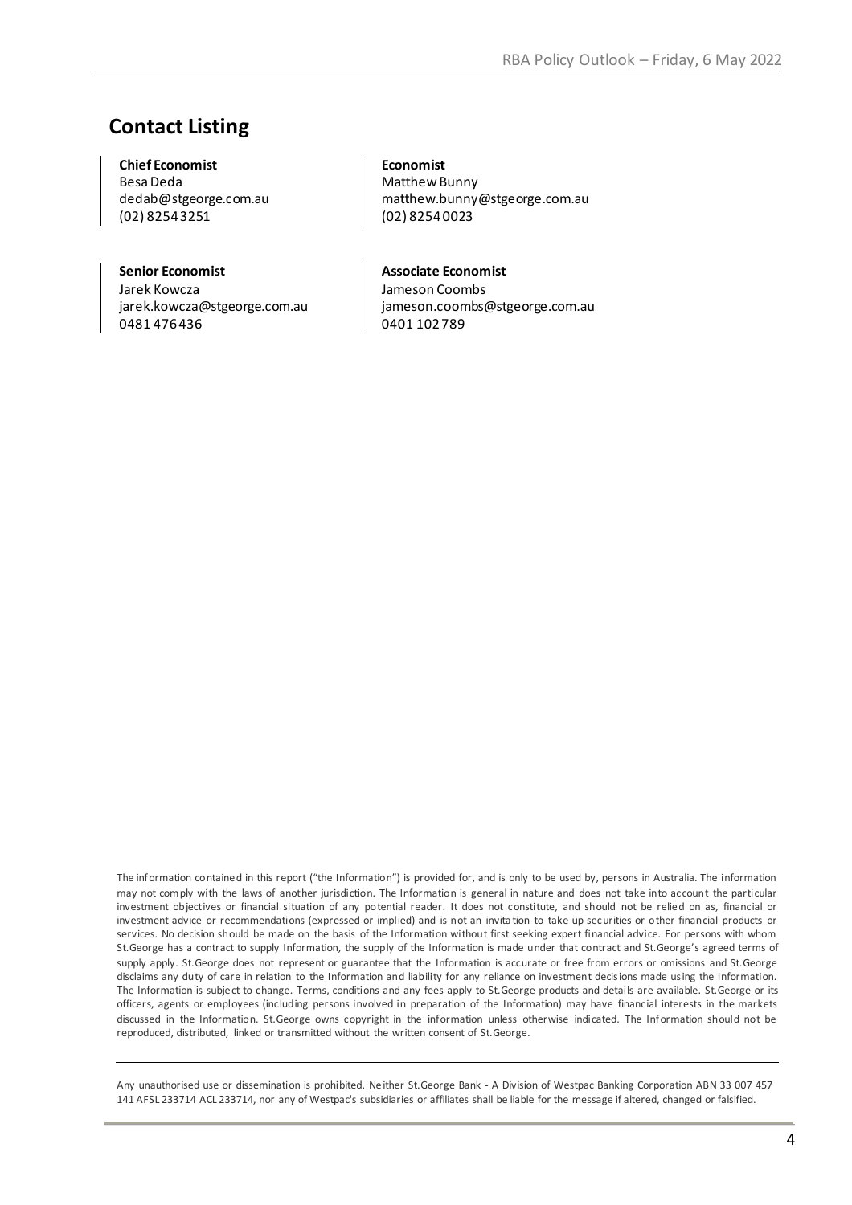## Contact Listing

**Chief Economist**
Besa Deda
dedab@stgeorge.com.au
(02) 8254 3251

**Economist**
Matthew Bunny
matthew.bunny@stgeorge.com.au
(02) 8254 0023

**Senior Economist**
Jarek Kowcza
jarek.kowcza@stgeorge.com.au
0481 476 436

**Associate Economist**
Jameson Coombs
jameson.coombs@stgeorge.com.au
0401 102 789

The information contained in this report ("the Information") is provided for, and is only to be used by, persons in Australia. The information may not comply with the laws of another jurisdiction. The Information is general in nature and does not take into account the particular investment objectives or financial situation of any potential reader. It does not constitute, and should not be relied on as, financial or investment advice or recommendations (expressed or implied) and is not an invitation to take up securities or other financial products or services. No decision should be made on the basis of the Information without first seeking expert financial advice. For persons with whom St.George has a contract to supply Information, the supply of the Information is made under that contract and St.George's agreed terms of supply apply. St.George does not represent or guarantee that the Information is accurate or free from errors or omissions and St.George disclaims any duty of care in relation to the Information and liability for any reliance on investment decisions made using the Information. The Information is subject to change. Terms, conditions and any fees apply to St.George products and details are available. St.George or its officers, agents or employees (including persons involved in preparation of the Information) may have financial interests in the markets discussed in the Information. St.George owns copyright in the information unless otherwise indicated. The Information should not be reproduced, distributed, linked or transmitted without the written consent of St.George.

---

Any unauthorised use or dissemination is prohibited. Neither St.George Bank - A Division of Westpac Banking Corporation ABN 33 007 457 141 AFSL 233714 ACL 233714, nor any of Westpac's subsidiaries or affiliates shall be liable for the message if altered, changed or falsified.